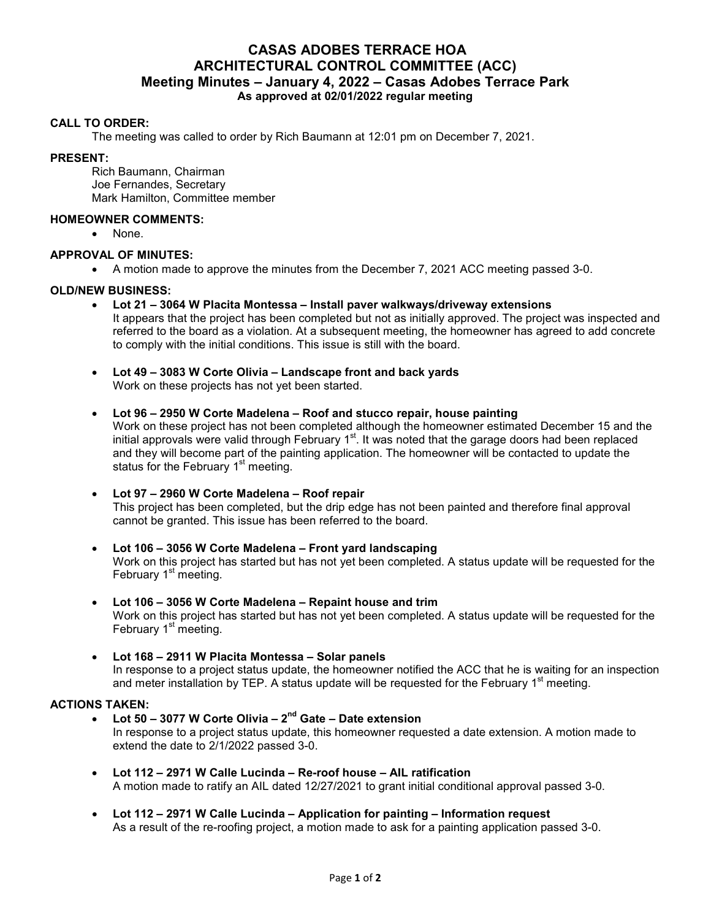# CASAS ADOBES TERRACE HOA
# ARCHITECTURAL CONTROL COMMITTEE (ACC)
## Meeting Minutes – January 4, 2022 – Casas Adobes Terrace Park
### As approved at 02/01/2022 regular meeting

**CALL TO ORDER:**

The meeting was called to order by Rich Baumann at 12:01 pm on December 7, 2021.

**PRESENT:**

Rich Baumann, Chairman
Joe Fernandes, Secretary
Mark Hamilton, Committee member

**HOMEOWNER COMMENTS:**

- None.

**APPROVAL OF MINUTES:**

- A motion made to approve the minutes from the December 7, 2021 ACC meeting passed 3-0.

**OLD/NEW BUSINESS:**

- **Lot 21 – 3064 W Placita Montessa – Install paver walkways/driveway extensions**
  It appears that the project has been completed but not as initially approved. The project was inspected and referred to the board as a violation. At a subsequent meeting, the homeowner has agreed to add concrete to comply with the initial conditions. This issue is still with the board.

- **Lot 49 – 3083 W Corte Olivia – Landscape front and back yards**
  Work on these projects has not yet been started.

- **Lot 96 – 2950 W Corte Madelena – Roof and stucco repair, house painting**
  Work on these project has not been completed although the homeowner estimated December 15 and the initial approvals were valid through February 1st. It was noted that the garage doors had been replaced and they will become part of the painting application. The homeowner will be contacted to update the status for the February 1st meeting.

- **Lot 97 – 2960 W Corte Madelena – Roof repair**
  This project has been completed, but the drip edge has not been painted and therefore final approval cannot be granted. This issue has been referred to the board.

- **Lot 106 – 3056 W Corte Madelena – Front yard landscaping**
  Work on this project has started but has not yet been completed. A status update will be requested for the February 1st meeting.

- **Lot 106 – 3056 W Corte Madelena – Repaint house and trim**
  Work on this project has started but has not yet been completed. A status update will be requested for the February 1st meeting.

- **Lot 168 – 2911 W Placita Montessa – Solar panels**
  In response to a project status update, the homeowner notified the ACC that he is waiting for an inspection and meter installation by TEP. A status update will be requested for the February 1st meeting.

**ACTIONS TAKEN:**

- **Lot 50 – 3077 W Corte Olivia – 2nd Gate – Date extension**
  In response to a project status update, this homeowner requested a date extension. A motion made to extend the date to 2/1/2022 passed 3-0.

- **Lot 112 – 2971 W Calle Lucinda – Re-roof house – AIL ratification**
  A motion made to ratify an AIL dated 12/27/2021 to grant initial conditional approval passed 3-0.

- **Lot 112 – 2971 W Calle Lucinda – Application for painting – Information request**
  As a result of the re-roofing project, a motion made to ask for a painting application passed 3-0.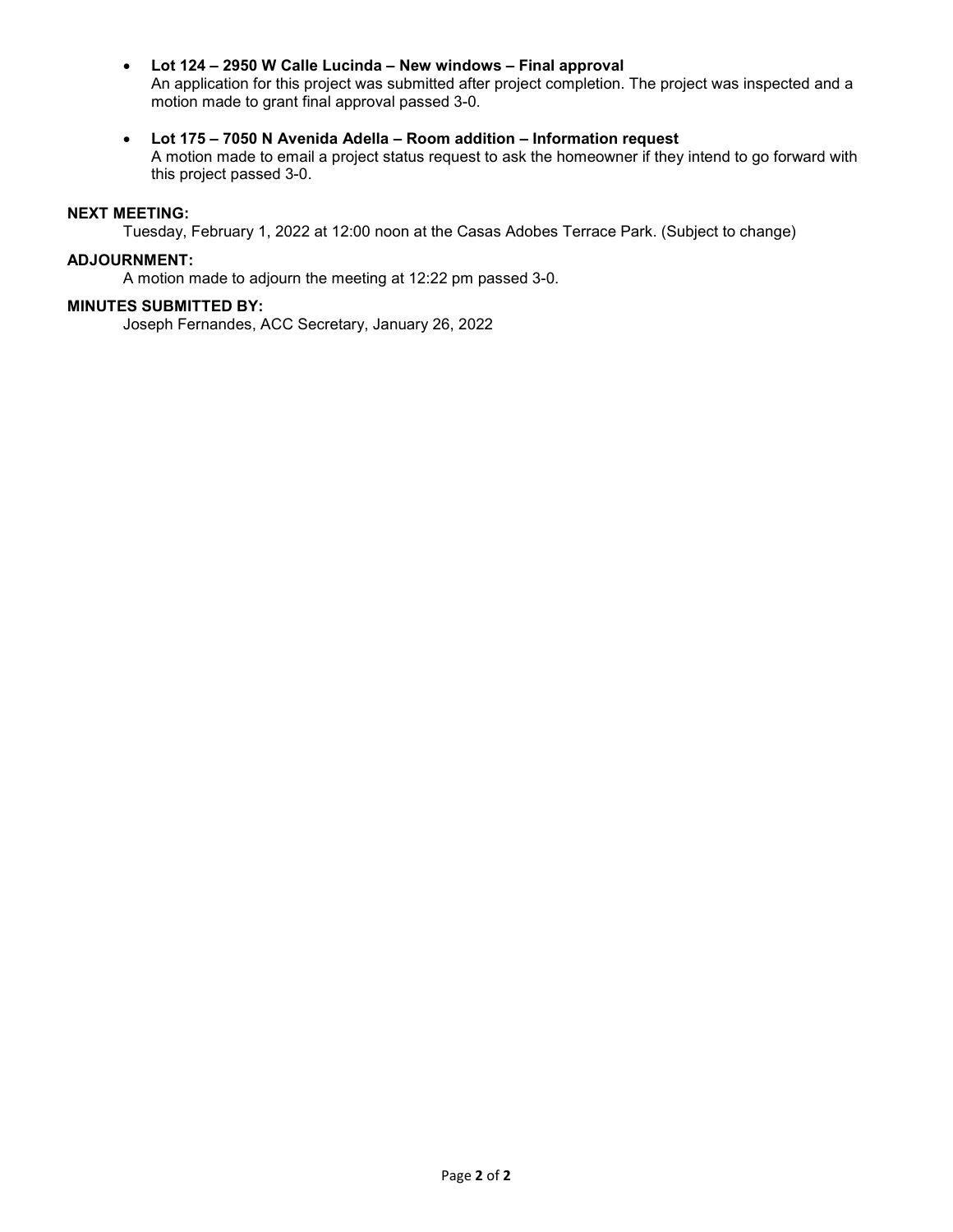- **Lot 124 – 2950 W Calle Lucinda – New windows – Final approval**
  An application for this project was submitted after project completion. The project was inspected and a motion made to grant final approval passed 3-0.

- **Lot 175 – 7050 N Avenida Adella – Room addition – Information request**
  A motion made to email a project status request to ask the homeowner if they intend to go forward with this project passed 3-0.

**NEXT MEETING:**

Tuesday, February 1, 2022 at 12:00 noon at the Casas Adobes Terrace Park. (Subject to change)

**ADJOURNMENT:**

A motion made to adjourn the meeting at 12:22 pm passed 3-0.

**MINUTES SUBMITTED BY:**

Joseph Fernandes, ACC Secretary, January 26, 2022